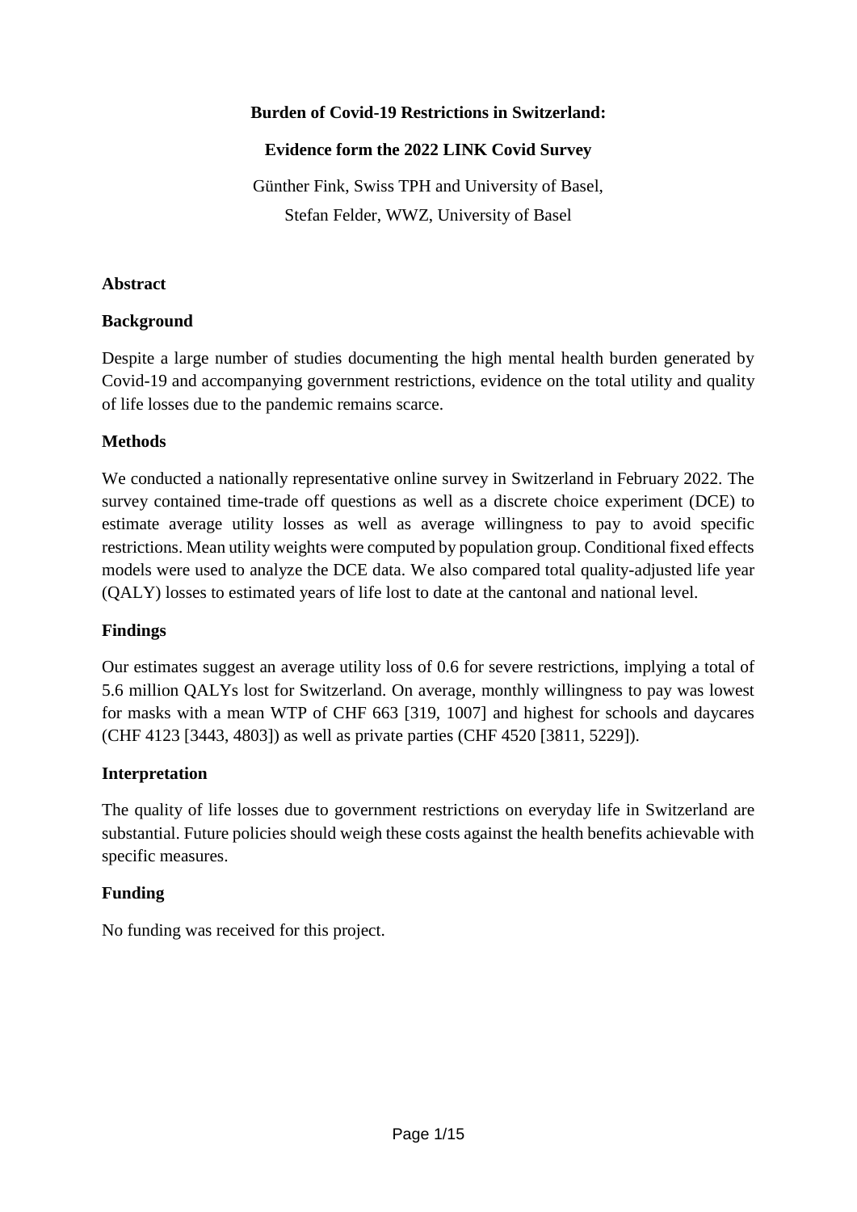# Burden of Covid-19 Restrictions in Switzerland:

# Evidence form the 2022 LINK Covid Survey

Günther Fink, Swiss TPH and University of Basel,

Stefan Felder, WWZ, University of Basel

## Abstract

### Background

Despite a large number of studies documenting the high mental health burden generated by Covid-19 and accompanying government restrictions, evidence on the total utility and quality of life losses due to the pandemic remains scarce.

### Methods

We conducted a nationally representative online survey in Switzerland in February 2022. The survey contained time-trade off questions as well as a discrete choice experiment (DCE) to estimate average utility losses as well as average willingness to pay to avoid specific restrictions. Mean utility weights were computed by population group. Conditional fixed effects models were used to analyze the DCE data. We also compared total quality-adjusted life year (QALY) losses to estimated years of life lost to date at the cantonal and national level.

### Findings

Our estimates suggest an average utility loss of 0.6 for severe restrictions, implying a total of 5.6 million QALYs lost for Switzerland. On average, monthly willingness to pay was lowest for masks with a mean WTP of CHF 663 [319, 1007] and highest for schools and daycares (CHF 4123 [3443, 4803]) as well as private parties (CHF 4520 [3811, 5229]).

### Interpretation

The quality of life losses due to government restrictions on everyday life in Switzerland are substantial. Future policies should weigh these costs against the health benefits achievable with specific measures.

### Funding

No funding was received for this project.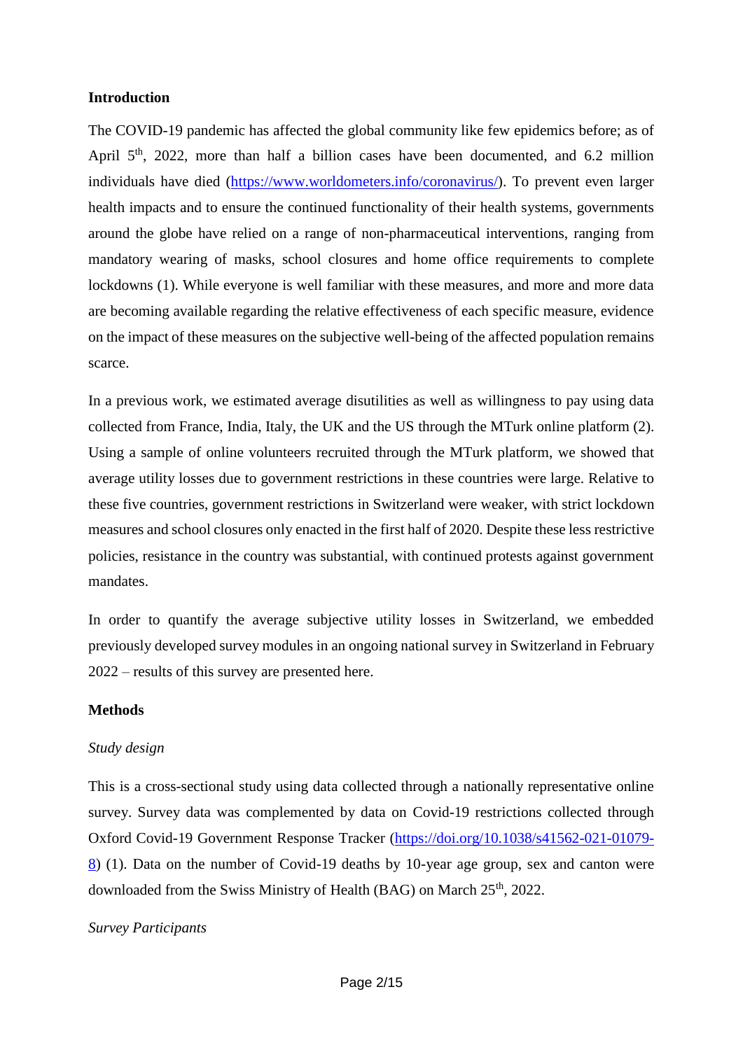**Introduction**

The COVID-19 pandemic has affected the global community like few epidemics before; as of April 5th, 2022, more than half a billion cases have been documented, and 6.2 million individuals have died (https://www.worldometers.info/coronavirus/). To prevent even larger health impacts and to ensure the continued functionality of their health systems, governments around the globe have relied on a range of non-pharmaceutical interventions, ranging from mandatory wearing of masks, school closures and home office requirements to complete lockdowns (1). While everyone is well familiar with these measures, and more and more data are becoming available regarding the relative effectiveness of each specific measure, evidence on the impact of these measures on the subjective well-being of the affected population remains scarce.

In a previous work, we estimated average disutilities as well as willingness to pay using data collected from France, India, Italy, the UK and the US through the MTurk online platform (2). Using a sample of online volunteers recruited through the MTurk platform, we showed that average utility losses due to government restrictions in these countries were large. Relative to these five countries, government restrictions in Switzerland were weaker, with strict lockdown measures and school closures only enacted in the first half of 2020. Despite these less restrictive policies, resistance in the country was substantial, with continued protests against government mandates.

In order to quantify the average subjective utility losses in Switzerland, we embedded previously developed survey modules in an ongoing national survey in Switzerland in February 2022 – results of this survey are presented here.

**Methods**

*Study design*

This is a cross-sectional study using data collected through a nationally representative online survey. Survey data was complemented by data on Covid-19 restrictions collected through Oxford Covid-19 Government Response Tracker (https://doi.org/10.1038/s41562-021-01079-8) (1). Data on the number of Covid-19 deaths by 10-year age group, sex and canton were downloaded from the Swiss Ministry of Health (BAG) on March 25th, 2022.

*Survey Participants*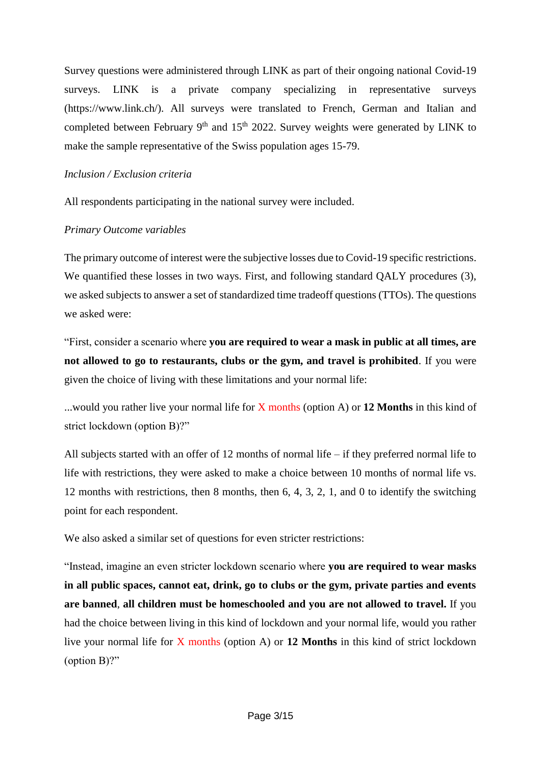Survey questions were administered through LINK as part of their ongoing national Covid-19 surveys. LINK is a private company specializing in representative surveys (https://www.link.ch/). All surveys were translated to French, German and Italian and completed between February 9th and 15th 2022. Survey weights were generated by LINK to make the sample representative of the Swiss population ages 15-79.

*Inclusion / Exclusion criteria*

All respondents participating in the national survey were included.

*Primary Outcome variables*

The primary outcome of interest were the subjective losses due to Covid-19 specific restrictions. We quantified these losses in two ways. First, and following standard QALY procedures (3), we asked subjects to answer a set of standardized time tradeoff questions (TTOs). The questions we asked were:

"First, consider a scenario where **you are required to wear a mask in public at all times, are not allowed to go to restaurants, clubs or the gym, and travel is prohibited**. If you were given the choice of living with these limitations and your normal life:

...would you rather live your normal life for X months (option A) or **12 Months** in this kind of strict lockdown (option B)?"

All subjects started with an offer of 12 months of normal life – if they preferred normal life to life with restrictions, they were asked to make a choice between 10 months of normal life vs. 12 months with restrictions, then 8 months, then 6, 4, 3, 2, 1, and 0 to identify the switching point for each respondent.

We also asked a similar set of questions for even stricter restrictions:

"Instead, imagine an even stricter lockdown scenario where **you are required to wear masks in all public spaces, cannot eat, drink, go to clubs or the gym, private parties and events are banned**, **all children must be homeschooled and you are not allowed to travel.** If you had the choice between living in this kind of lockdown and your normal life, would you rather live your normal life for X months (option A) or **12 Months** in this kind of strict lockdown (option B)?"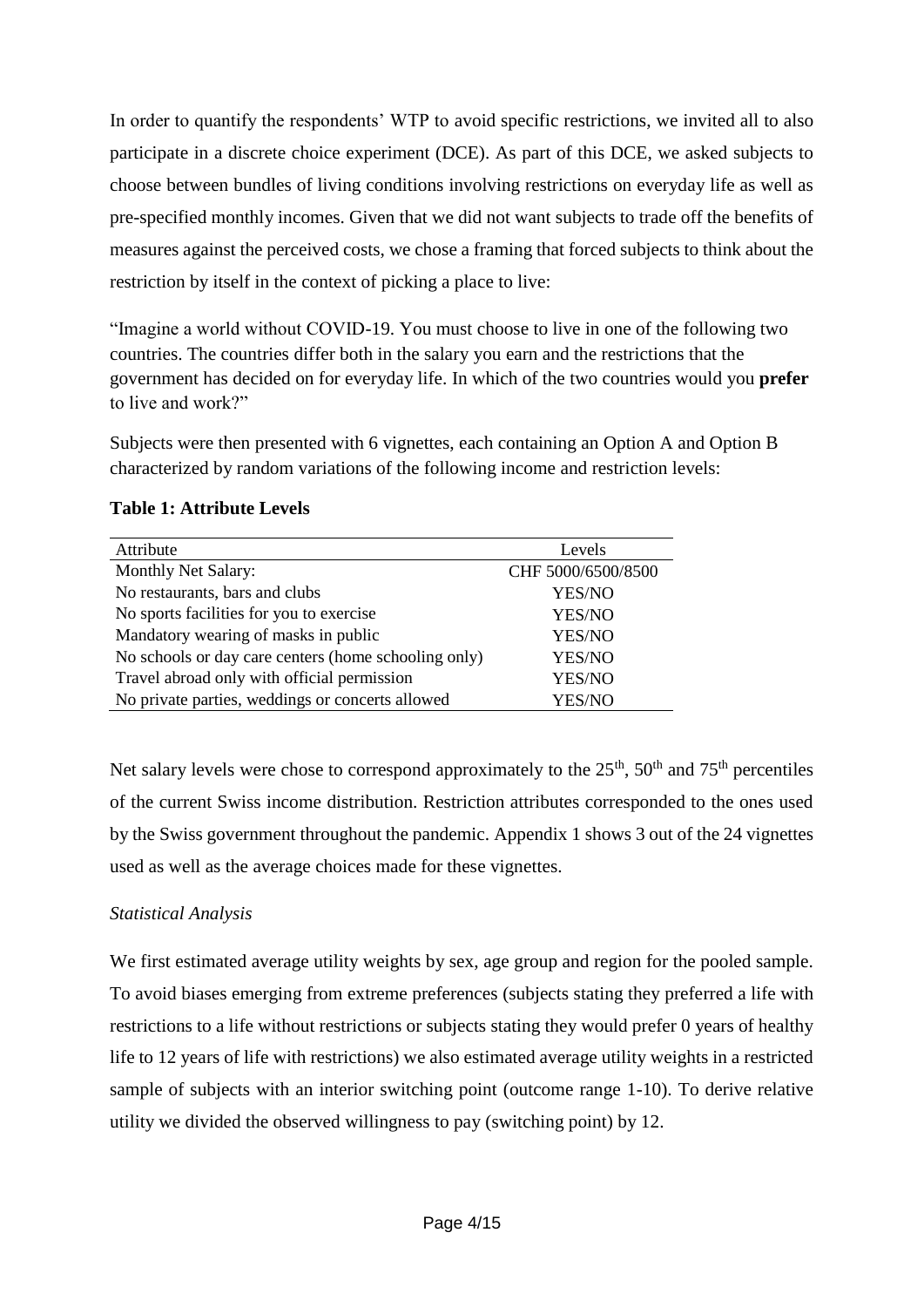In order to quantify the respondents' WTP to avoid specific restrictions, we invited all to also participate in a discrete choice experiment (DCE). As part of this DCE, we asked subjects to choose between bundles of living conditions involving restrictions on everyday life as well as pre-specified monthly incomes. Given that we did not want subjects to trade off the benefits of measures against the perceived costs, we chose a framing that forced subjects to think about the restriction by itself in the context of picking a place to live:

"Imagine a world without COVID-19. You must choose to live in one of the following two countries. The countries differ both in the salary you earn and the restrictions that the government has decided on for everyday life. In which of the two countries would you **prefer** to live and work?"

Subjects were then presented with 6 vignettes, each containing an Option A and Option B characterized by random variations of the following income and restriction levels:

**Table 1: Attribute Levels**

| Attribute | Levels |
|---|---|
| Monthly Net Salary: | CHF 5000/6500/8500 |
| No restaurants, bars and clubs | YES/NO |
| No sports facilities for you to exercise | YES/NO |
| Mandatory wearing of masks in public | YES/NO |
| No schools or day care centers (home schooling only) | YES/NO |
| Travel abroad only with official permission | YES/NO |
| No private parties, weddings or concerts allowed | YES/NO |

Net salary levels were chose to correspond approximately to the 25th, 50th and 75th percentiles of the current Swiss income distribution. Restriction attributes corresponded to the ones used by the Swiss government throughout the pandemic. Appendix 1 shows 3 out of the 24 vignettes used as well as the average choices made for these vignettes.

*Statistical Analysis*

We first estimated average utility weights by sex, age group and region for the pooled sample. To avoid biases emerging from extreme preferences (subjects stating they preferred a life with restrictions to a life without restrictions or subjects stating they would prefer 0 years of healthy life to 12 years of life with restrictions) we also estimated average utility weights in a restricted sample of subjects with an interior switching point (outcome range 1-10). To derive relative utility we divided the observed willingness to pay (switching point) by 12.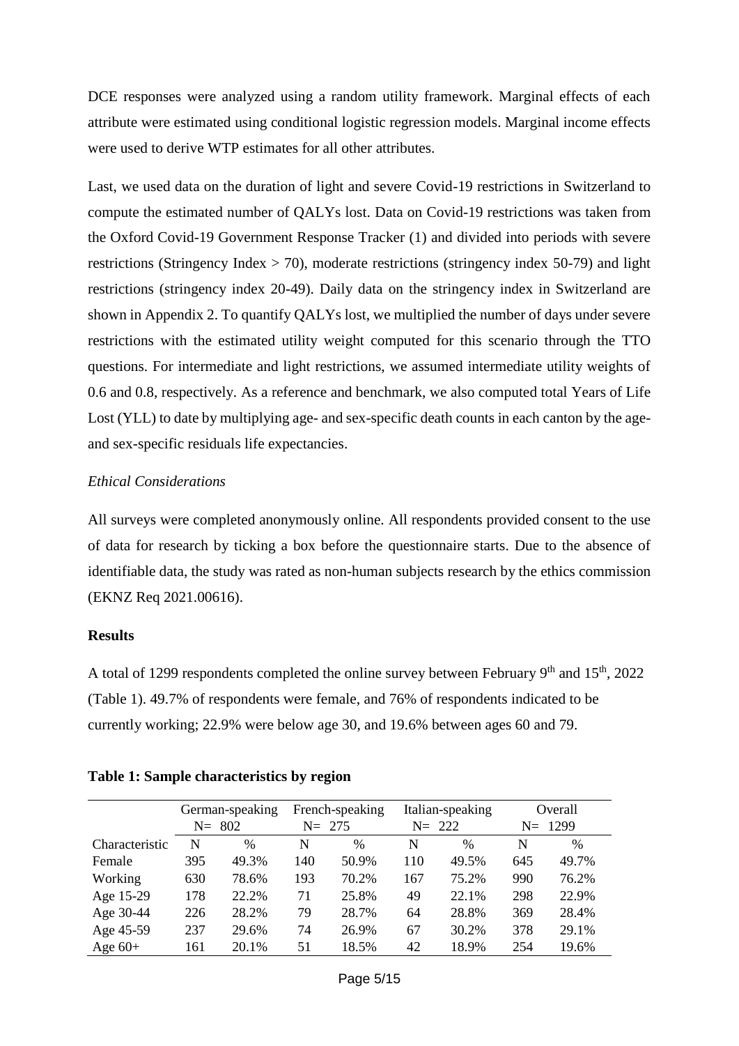DCE responses were analyzed using a random utility framework. Marginal effects of each attribute were estimated using conditional logistic regression models. Marginal income effects were used to derive WTP estimates for all other attributes.

Last, we used data on the duration of light and severe Covid-19 restrictions in Switzerland to compute the estimated number of QALYs lost. Data on Covid-19 restrictions was taken from the Oxford Covid-19 Government Response Tracker (1) and divided into periods with severe restrictions (Stringency Index > 70), moderate restrictions (stringency index 50-79) and light restrictions (stringency index 20-49). Daily data on the stringency index in Switzerland are shown in Appendix 2. To quantify QALYs lost, we multiplied the number of days under severe restrictions with the estimated utility weight computed for this scenario through the TTO questions. For intermediate and light restrictions, we assumed intermediate utility weights of 0.6 and 0.8, respectively. As a reference and benchmark, we also computed total Years of Life Lost (YLL) to date by multiplying age- and sex-specific death counts in each canton by the age- and sex-specific residuals life expectancies.

*Ethical Considerations*

All surveys were completed anonymously online. All respondents provided consent to the use of data for research by ticking a box before the questionnaire starts. Due to the absence of identifiable data, the study was rated as non-human subjects research by the ethics commission (EKNZ Req 2021.00616).

**Results**

A total of 1299 respondents completed the online survey between February 9th and 15th, 2022 (Table 1). 49.7% of respondents were female, and 76% of respondents indicated to be currently working; 22.9% were below age 30, and 19.6% between ages 60 and 79.

**Table 1: Sample characteristics by region**

| | German-speaking N= 802 | | French-speaking N= 275 | | Italian-speaking N= 222 | | Overall N= 1299 | |
|---|---|---|---|---|---|---|---|---|
| Characteristic | N | % | N | % | N | % | N | % |
| Female | 395 | 49.3% | 140 | 50.9% | 110 | 49.5% | 645 | 49.7% |
| Working | 630 | 78.6% | 193 | 70.2% | 167 | 75.2% | 990 | 76.2% |
| Age 15-29 | 178 | 22.2% | 71 | 25.8% | 49 | 22.1% | 298 | 22.9% |
| Age 30-44 | 226 | 28.2% | 79 | 28.7% | 64 | 28.8% | 369 | 28.4% |
| Age 45-59 | 237 | 29.6% | 74 | 26.9% | 67 | 30.2% | 378 | 29.1% |
| Age 60+ | 161 | 20.1% | 51 | 18.5% | 42 | 18.9% | 254 | 19.6% |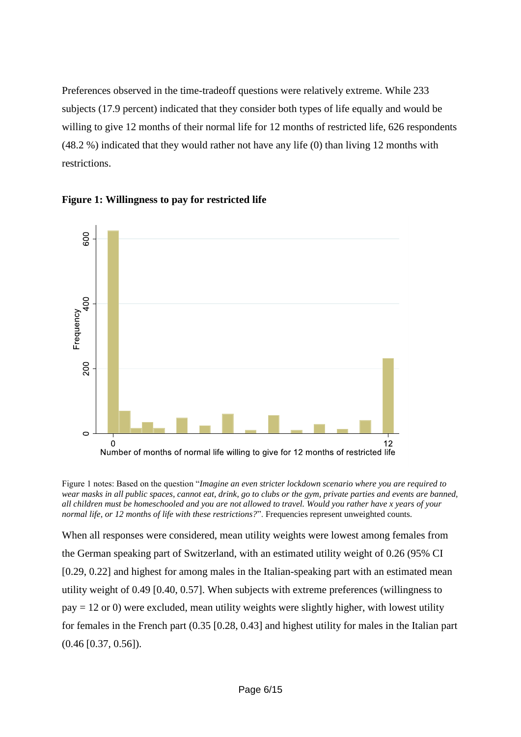Preferences observed in the time-tradeoff questions were relatively extreme. While 233 subjects (17.9 percent) indicated that they consider both types of life equally and would be willing to give 12 months of their normal life for 12 months of restricted life, 626 respondents (48.2 %) indicated that they would rather not have any life (0) than living 12 months with restrictions.

**Figure 1: Willingness to pay for restricted life**

Figure 1 notes: Based on the question "*Imagine an even stricter lockdown scenario where you are required to wear masks in all public spaces, cannot eat, drink, go to clubs or the gym, private parties and events are banned, all children must be homeschooled and you are not allowed to travel. Would you rather have x years of your normal life, or 12 months of life with these restrictions?*". Frequencies represent unweighted counts.

When all responses were considered, mean utility weights were lowest among females from the German speaking part of Switzerland, with an estimated utility weight of 0.26 (95% CI [0.29, 0.22] and highest for among males in the Italian-speaking part with an estimated mean utility weight of 0.49 [0.40, 0.57]. When subjects with extreme preferences (willingness to pay = 12 or 0) were excluded, mean utility weights were slightly higher, with lowest utility for females in the French part (0.35 [0.28, 0.43] and highest utility for males in the Italian part (0.46 [0.37, 0.56]).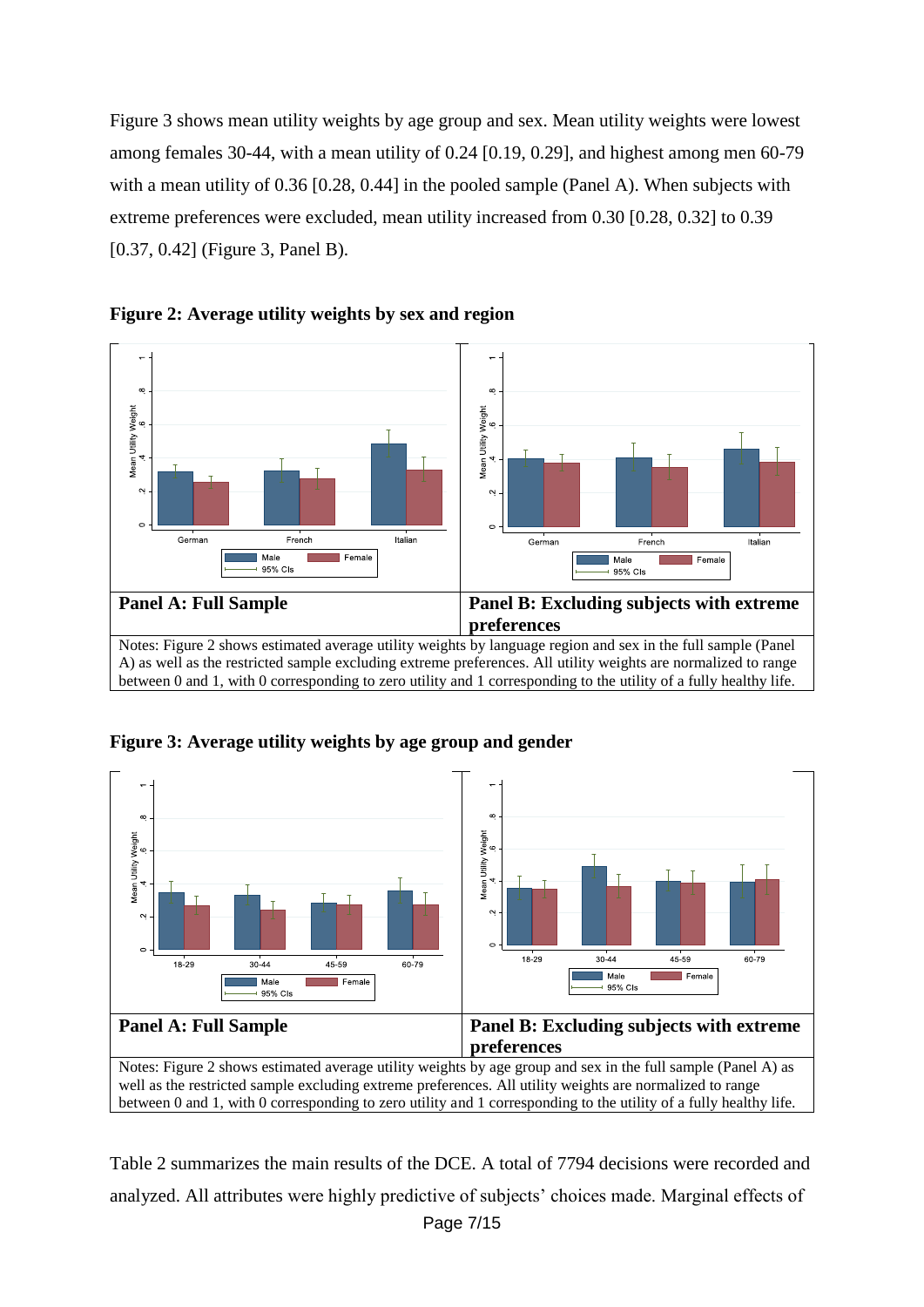Figure 3 shows mean utility weights by age group and sex. Mean utility weights were lowest among females 30-44, with a mean utility of 0.24 [0.19, 0.29], and highest among men 60-79 with a mean utility of 0.36 [0.28, 0.44] in the pooled sample (Panel A). When subjects with extreme preferences were excluded, mean utility increased from 0.30 [0.28, 0.32] to 0.39 [0.37, 0.42] (Figure 3, Panel B).

**Figure 2: Average utility weights by sex and region**

| Panel A: Full Sample | Panel B: Excluding subjects with extreme preferences |
|---|---|

Notes: Figure 2 shows estimated average utility weights by language region and sex in the full sample (Panel A) as well as the restricted sample excluding extreme preferences. All utility weights are normalized to range between 0 and 1, with 0 corresponding to zero utility and 1 corresponding to the utility of a fully healthy life.

**Figure 3: Average utility weights by age group and gender**

| Panel A: Full Sample | Panel B: Excluding subjects with extreme preferences |
|---|---|

Notes: Figure 2 shows estimated average utility weights by age group and sex in the full sample (Panel A) as well as the restricted sample excluding extreme preferences. All utility weights are normalized to range between 0 and 1, with 0 corresponding to zero utility and 1 corresponding to the utility of a fully healthy life.

Table 2 summarizes the main results of the DCE. A total of 7794 decisions were recorded and analyzed. All attributes were highly predictive of subjects' choices made. Marginal effects of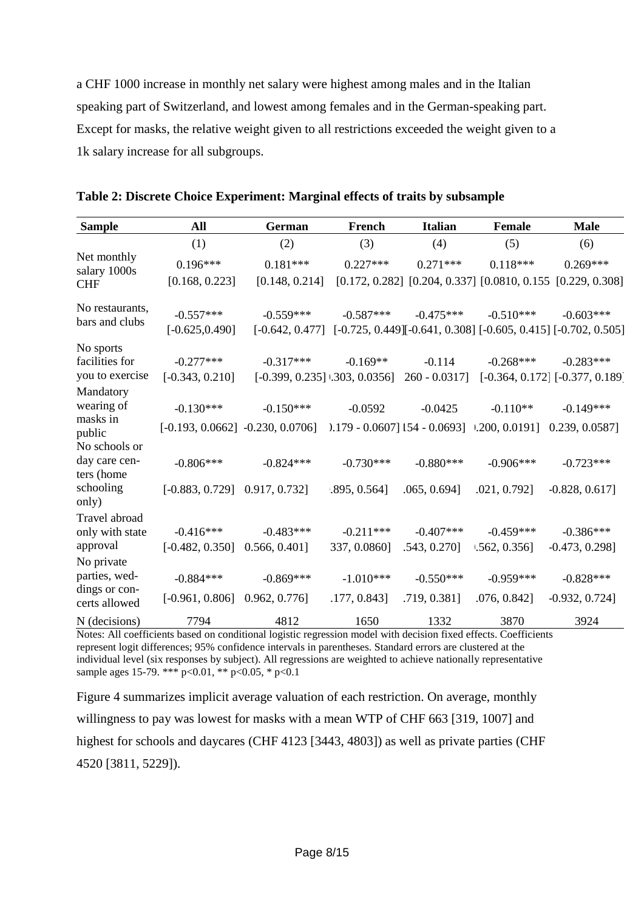a CHF 1000 increase in monthly net salary were highest among males and in the Italian speaking part of Switzerland, and lowest among females and in the German-speaking part. Except for masks, the relative weight given to all restrictions exceeded the weight given to a 1k salary increase for all subgroups.

**Table 2: Discrete Choice Experiment: Marginal effects of traits by subsample**

| Sample | All | German | French | Italian | Female | Male |
|---|---|---|---|---|---|---|
| | (1) | (2) | (3) | (4) | (5) | (6) |
| Net monthly salary 1000s CHF | 0.196*** | 0.181*** | 0.227*** | 0.271*** | 0.118*** | 0.269*** |
| | [0.168, 0.223] | [0.148, 0.214] | [0.172, 0.282] | [0.204, 0.337] | [0.0810, 0.155 | [0.229, 0.308] |
| No restaurants, bars and clubs | -0.557*** | -0.559*** | -0.587*** | -0.475*** | -0.510*** | -0.603*** |
| | [-0.625,0.490] | [-0.642, 0.477] | [-0.725, 0.449] | [-0.641, 0.308] | [-0.605, 0.415] | [-0.702, 0.505] |
| No sports facilities for you to exercise | -0.277*** | -0.317*** | -0.169** | -0.114 | -0.268*** | -0.283*** |
| | [-0.343, 0.210] | [-0.399, 0.235] | .303, 0.0356] | 260 - 0.0317] | [-0.364, 0.172] | [-0.377, 0.189] |
| Mandatory wearing of masks in public | -0.130*** | -0.150*** | -0.0592 | -0.0425 | -0.110** | -0.149*** |
| | [-0.193, 0.0662] | -0.230, 0.0706] | ).179 - 0.0607] | [54 - 0.0693] | .200, 0.0191] | 0.239, 0.0587] |
| No schools or day care centers (home schooling only) | -0.806*** | -0.824*** | -0.730*** | -0.880*** | -0.906*** | -0.723*** |
| | [-0.883, 0.729] | 0.917, 0.732] | .895, 0.564] | .065, 0.694] | .021, 0.792] | -0.828, 0.617] |
| Travel abroad only with state approval | -0.416*** | -0.483*** | -0.211*** | -0.407*** | -0.459*** | -0.386*** |
| | [-0.482, 0.350] | 0.566, 0.401] | 337, 0.0860] | .543, 0.270] | .562, 0.356] | -0.473, 0.298] |
| No private parties, weddings or concerts allowed | -0.884*** | -0.869*** | -1.010*** | -0.550*** | -0.959*** | -0.828*** |
| | [-0.961, 0.806] | 0.962, 0.776] | .177, 0.843] | .719, 0.381] | .076, 0.842] | -0.932, 0.724] |
| N (decisions) | 7794 | 4812 | 1650 | 1332 | 3870 | 3924 |

Notes: All coefficients based on conditional logistic regression model with decision fixed effects. Coefficients represent logit differences; 95% confidence intervals in parentheses. Standard errors are clustered at the individual level (six responses by subject). All regressions are weighted to achieve nationally representative sample ages 15-79. *** p<0.01, ** p<0.05, * p<0.1

Figure 4 summarizes implicit average valuation of each restriction. On average, monthly willingness to pay was lowest for masks with a mean WTP of CHF 663 [319, 1007] and highest for schools and daycares (CHF 4123 [3443, 4803]) as well as private parties (CHF 4520 [3811, 5229]).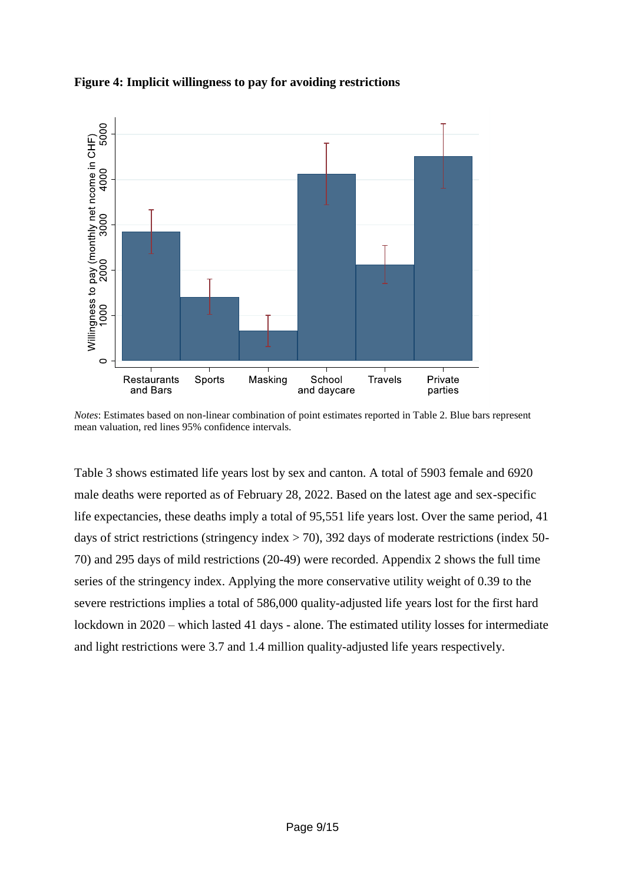**Figure 4: Implicit willingness to pay for avoiding restrictions**

*Notes*: Estimates based on non-linear combination of point estimates reported in Table 2. Blue bars represent mean valuation, red lines 95% confidence intervals.

Table 3 shows estimated life years lost by sex and canton. A total of 5903 female and 6920 male deaths were reported as of February 28, 2022. Based on the latest age and sex-specific life expectancies, these deaths imply a total of 95,551 life years lost. Over the same period, 41 days of strict restrictions (stringency index > 70), 392 days of moderate restrictions (index 50-70) and 295 days of mild restrictions (20-49) were recorded. Appendix 2 shows the full time series of the stringency index. Applying the more conservative utility weight of 0.39 to the severe restrictions implies a total of 586,000 quality-adjusted life years lost for the first hard lockdown in 2020 – which lasted 41 days - alone. The estimated utility losses for intermediate and light restrictions were 3.7 and 1.4 million quality-adjusted life years respectively.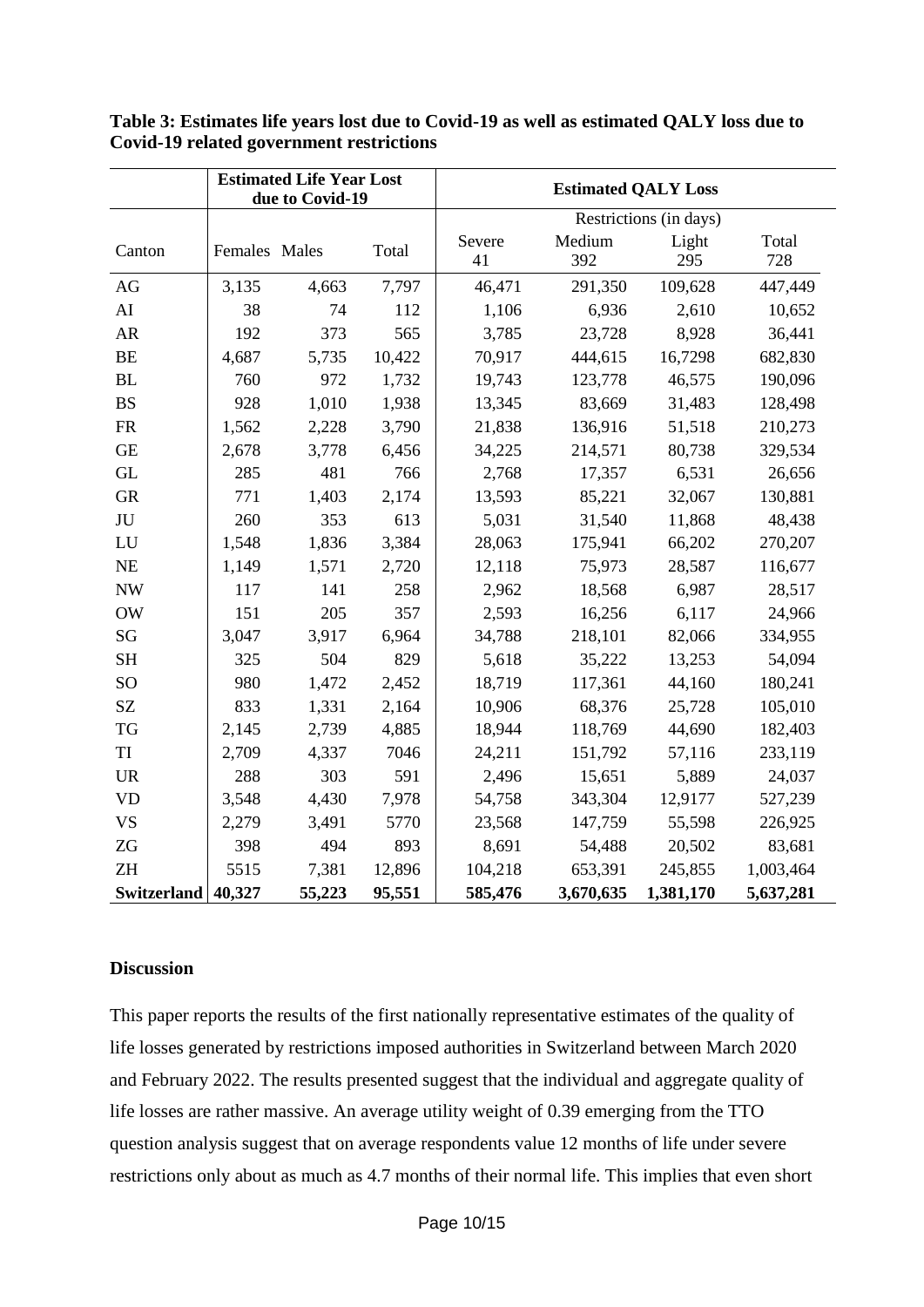**Table 3: Estimates life years lost due to Covid-19 as well as estimated QALY loss due to Covid-19 related government restrictions**

| | Estimated Life Year Lost due to Covid-19 | | | Estimated QALY Loss | | | |
|---|---|---|---|---|---|---|---|
| | | | | Restrictions (in days) | | | |
| Canton | Females | Males | Total | Severe 41 | Medium 392 | Light 295 | Total 728 |
| AG | 3,135 | 4,663 | 7,797 | 46,471 | 291,350 | 109,628 | 447,449 |
| AI | 38 | 74 | 112 | 1,106 | 6,936 | 2,610 | 10,652 |
| AR | 192 | 373 | 565 | 3,785 | 23,728 | 8,928 | 36,441 |
| BE | 4,687 | 5,735 | 10,422 | 70,917 | 444,615 | 16,7298 | 682,830 |
| BL | 760 | 972 | 1,732 | 19,743 | 123,778 | 46,575 | 190,096 |
| BS | 928 | 1,010 | 1,938 | 13,345 | 83,669 | 31,483 | 128,498 |
| FR | 1,562 | 2,228 | 3,790 | 21,838 | 136,916 | 51,518 | 210,273 |
| GE | 2,678 | 3,778 | 6,456 | 34,225 | 214,571 | 80,738 | 329,534 |
| GL | 285 | 481 | 766 | 2,768 | 17,357 | 6,531 | 26,656 |
| GR | 771 | 1,403 | 2,174 | 13,593 | 85,221 | 32,067 | 130,881 |
| JU | 260 | 353 | 613 | 5,031 | 31,540 | 11,868 | 48,438 |
| LU | 1,548 | 1,836 | 3,384 | 28,063 | 175,941 | 66,202 | 270,207 |
| NE | 1,149 | 1,571 | 2,720 | 12,118 | 75,973 | 28,587 | 116,677 |
| NW | 117 | 141 | 258 | 2,962 | 18,568 | 6,987 | 28,517 |
| OW | 151 | 205 | 357 | 2,593 | 16,256 | 6,117 | 24,966 |
| SG | 3,047 | 3,917 | 6,964 | 34,788 | 218,101 | 82,066 | 334,955 |
| SH | 325 | 504 | 829 | 5,618 | 35,222 | 13,253 | 54,094 |
| SO | 980 | 1,472 | 2,452 | 18,719 | 117,361 | 44,160 | 180,241 |
| SZ | 833 | 1,331 | 2,164 | 10,906 | 68,376 | 25,728 | 105,010 |
| TG | 2,145 | 2,739 | 4,885 | 18,944 | 118,769 | 44,690 | 182,403 |
| TI | 2,709 | 4,337 | 7046 | 24,211 | 151,792 | 57,116 | 233,119 |
| UR | 288 | 303 | 591 | 2,496 | 15,651 | 5,889 | 24,037 |
| VD | 3,548 | 4,430 | 7,978 | 54,758 | 343,304 | 12,9177 | 527,239 |
| VS | 2,279 | 3,491 | 5770 | 23,568 | 147,759 | 55,598 | 226,925 |
| ZG | 398 | 494 | 893 | 8,691 | 54,488 | 20,502 | 83,681 |
| ZH | 5515 | 7,381 | 12,896 | 104,218 | 653,391 | 245,855 | 1,003,464 |
| **Switzerland** | **40,327** | **55,223** | **95,551** | **585,476** | **3,670,635** | **1,381,170** | **5,637,281** |

## Discussion

This paper reports the results of the first nationally representative estimates of the quality of life losses generated by restrictions imposed authorities in Switzerland between March 2020 and February 2022. The results presented suggest that the individual and aggregate quality of life losses are rather massive. An average utility weight of 0.39 emerging from the TTO question analysis suggest that on average respondents value 12 months of life under severe restrictions only about as much as 4.7 months of their normal life. This implies that even short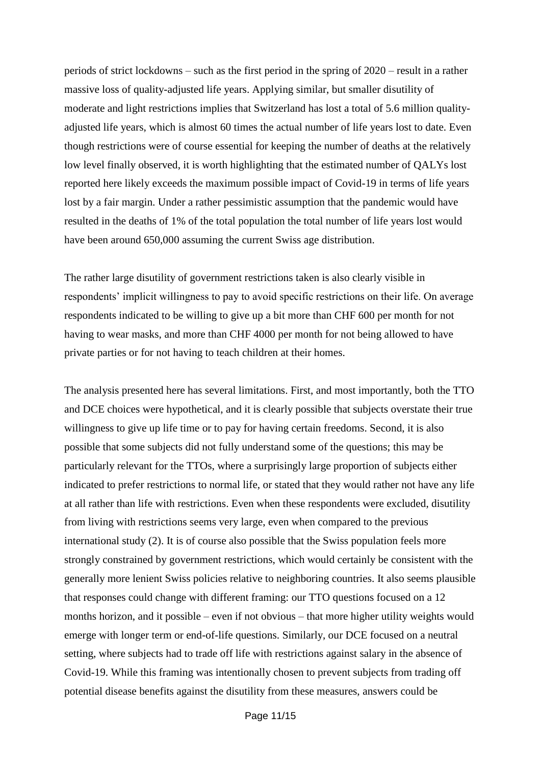periods of strict lockdowns – such as the first period in the spring of 2020 – result in a rather massive loss of quality-adjusted life years. Applying similar, but smaller disutility of moderate and light restrictions implies that Switzerland has lost a total of 5.6 million quality-adjusted life years, which is almost 60 times the actual number of life years lost to date. Even though restrictions were of course essential for keeping the number of deaths at the relatively low level finally observed, it is worth highlighting that the estimated number of QALYs lost reported here likely exceeds the maximum possible impact of Covid-19 in terms of life years lost by a fair margin. Under a rather pessimistic assumption that the pandemic would have resulted in the deaths of 1% of the total population the total number of life years lost would have been around 650,000 assuming the current Swiss age distribution.

The rather large disutility of government restrictions taken is also clearly visible in respondents' implicit willingness to pay to avoid specific restrictions on their life. On average respondents indicated to be willing to give up a bit more than CHF 600 per month for not having to wear masks, and more than CHF 4000 per month for not being allowed to have private parties or for not having to teach children at their homes.

The analysis presented here has several limitations. First, and most importantly, both the TTO and DCE choices were hypothetical, and it is clearly possible that subjects overstate their true willingness to give up life time or to pay for having certain freedoms. Second, it is also possible that some subjects did not fully understand some of the questions; this may be particularly relevant for the TTOs, where a surprisingly large proportion of subjects either indicated to prefer restrictions to normal life, or stated that they would rather not have any life at all rather than life with restrictions. Even when these respondents were excluded, disutility from living with restrictions seems very large, even when compared to the previous international study (2). It is of course also possible that the Swiss population feels more strongly constrained by government restrictions, which would certainly be consistent with the generally more lenient Swiss policies relative to neighboring countries. It also seems plausible that responses could change with different framing: our TTO questions focused on a 12 months horizon, and it possible – even if not obvious – that more higher utility weights would emerge with longer term or end-of-life questions. Similarly, our DCE focused on a neutral setting, where subjects had to trade off life with restrictions against salary in the absence of Covid-19. While this framing was intentionally chosen to prevent subjects from trading off potential disease benefits against the disutility from these measures, answers could be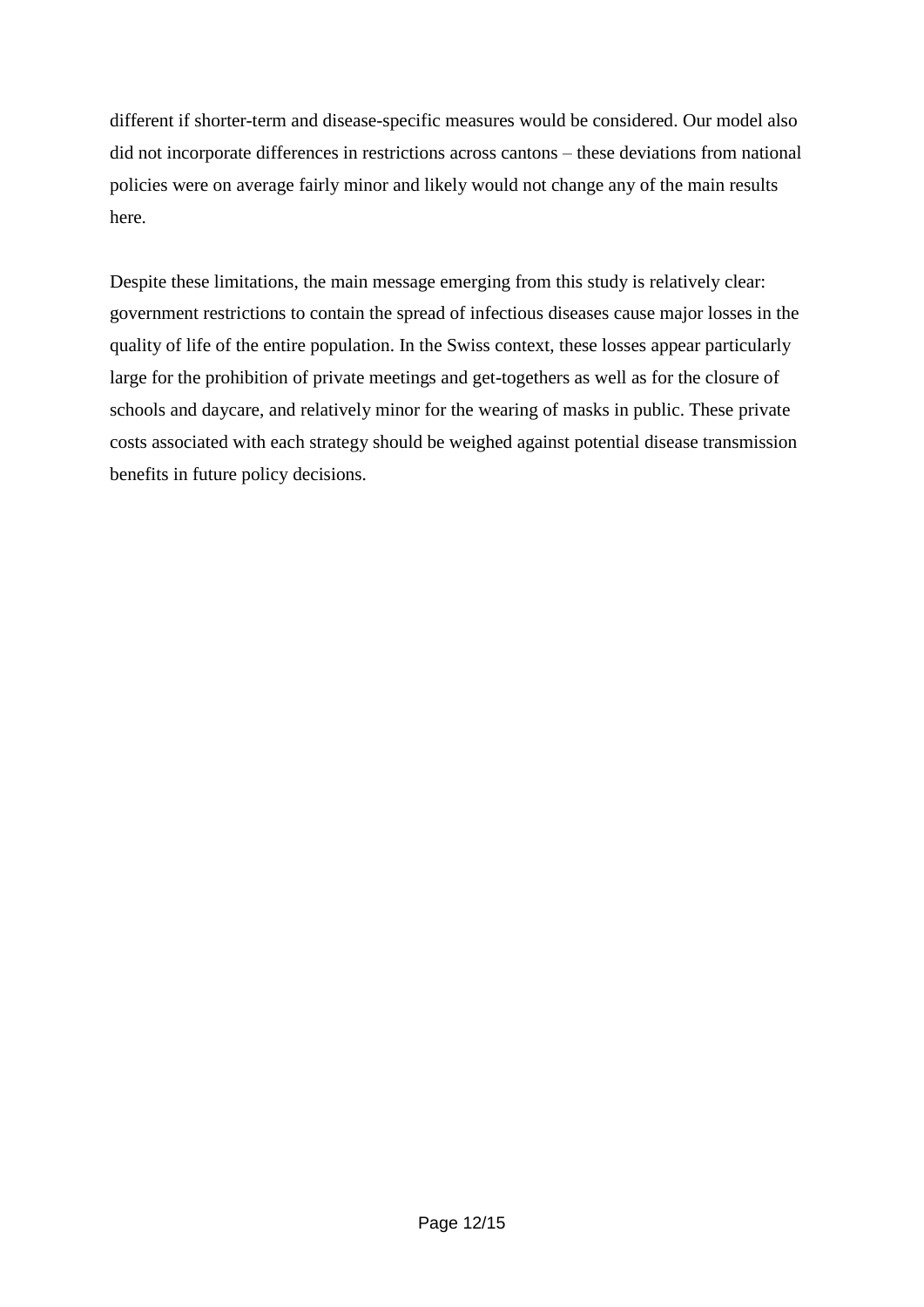different if shorter-term and disease-specific measures would be considered. Our model also did not incorporate differences in restrictions across cantons – these deviations from national policies were on average fairly minor and likely would not change any of the main results here.

Despite these limitations, the main message emerging from this study is relatively clear: government restrictions to contain the spread of infectious diseases cause major losses in the quality of life of the entire population. In the Swiss context, these losses appear particularly large for the prohibition of private meetings and get-togethers as well as for the closure of schools and daycare, and relatively minor for the wearing of masks in public. These private costs associated with each strategy should be weighed against potential disease transmission benefits in future policy decisions.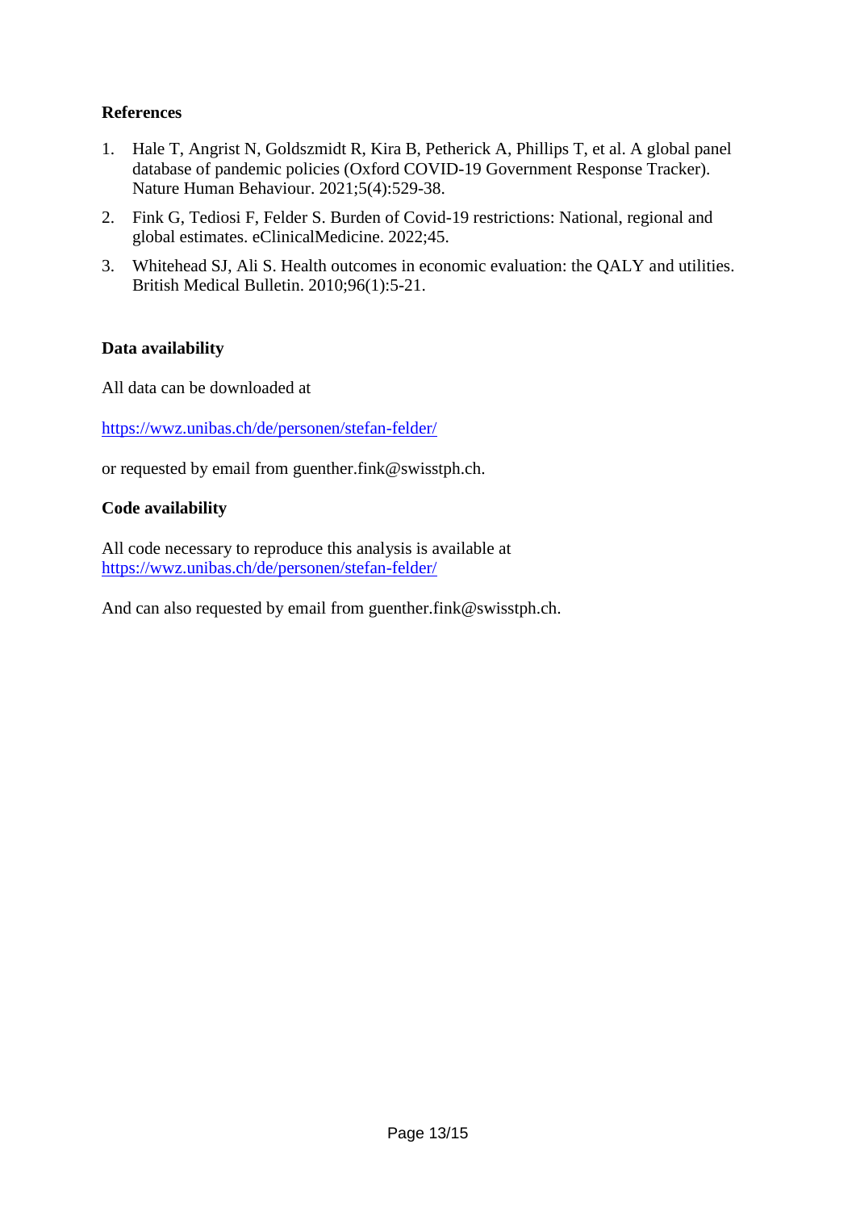**References**

1. Hale T, Angrist N, Goldszmidt R, Kira B, Petherick A, Phillips T, et al. A global panel database of pandemic policies (Oxford COVID-19 Government Response Tracker). Nature Human Behaviour. 2021;5(4):529-38.
2. Fink G, Tediosi F, Felder S. Burden of Covid-19 restrictions: National, regional and global estimates. eClinicalMedicine. 2022;45.
3. Whitehead SJ, Ali S. Health outcomes in economic evaluation: the QALY and utilities. British Medical Bulletin. 2010;96(1):5-21.

**Data availability**

All data can be downloaded at

https://wwz.unibas.ch/de/personen/stefan-felder/

or requested by email from guenther.fink@swisstph.ch.

**Code availability**

All code necessary to reproduce this analysis is available at https://wwz.unibas.ch/de/personen/stefan-felder/

And can also requested by email from guenther.fink@swisstph.ch.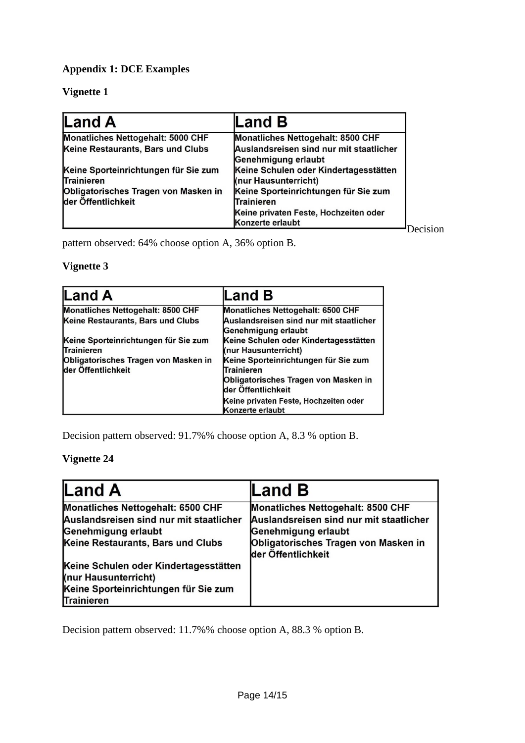**Appendix 1: DCE Examples**

**Vignette 1**

| Land A | Land B |
|---|---|
| Monatliches Nettogehalt: 5000 CHF | Monatliches Nettogehalt: 8500 CHF |
| Keine Restaurants, Bars und Clubs | Auslandsreisen sind nur mit staatlicher Genehmigung erlaubt |
| Keine Sporteinrichtungen für Sie zum Trainieren | Keine Schulen oder Kindertagesstätten (nur Hausunterricht) |
| Obligatorisches Tragen von Masken in der Öffentlichkeit | Keine Sporteinrichtungen für Sie zum Trainieren |
| | Keine privaten Feste, Hochzeiten oder Konzerte erlaubt |

Decision pattern observed: 64% choose option A, 36% option B.

**Vignette 3**

| Land A | Land B |
|---|---|
| Monatliches Nettogehalt: 8500 CHF | Monatliches Nettogehalt: 6500 CHF |
| Keine Restaurants, Bars und Clubs | Auslandsreisen sind nur mit staatlicher Genehmigung erlaubt |
| Keine Sporteinrichtungen für Sie zum Trainieren | Keine Schulen oder Kindertagesstätten (nur Hausunterricht) |
| Obligatorisches Tragen von Masken in der Öffentlichkeit | Keine Sporteinrichtungen für Sie zum Trainieren |
| | Obligatorisches Tragen von Masken in der Öffentlichkeit |
| | Keine privaten Feste, Hochzeiten oder Konzerte erlaubt |

Decision pattern observed: 91.7%% choose option A, 8.3 % option B.

**Vignette 24**

| Land A | Land B |
|---|---|
| Monatliches Nettogehalt: 6500 CHF | Monatliches Nettogehalt: 8500 CHF |
| Auslandsreisen sind nur mit staatlicher Genehmigung erlaubt | Auslandsreisen sind nur mit staatlicher Genehmigung erlaubt |
| Keine Restaurants, Bars und Clubs | Obligatorisches Tragen von Masken in der Öffentlichkeit |
| Keine Schulen oder Kindertagesstätten (nur Hausunterricht) | |
| Keine Sporteinrichtungen für Sie zum Trainieren | |

Decision pattern observed: 11.7%% choose option A, 88.3 % option B.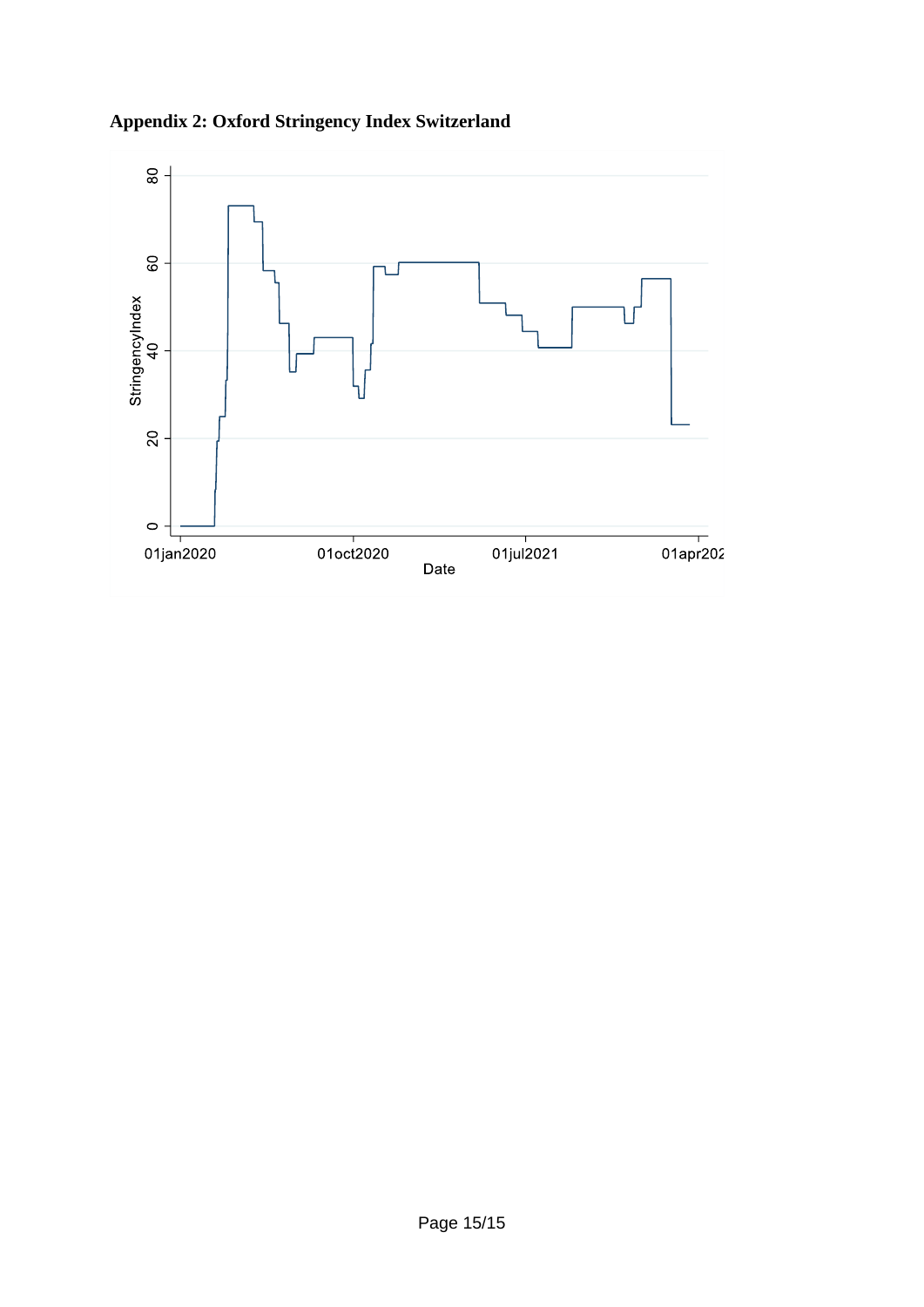**Appendix 2: Oxford Stringency Index Switzerland**

StringencyIndex

0
20
40
60
80

01jan2020
01oct2020
01jul2021
01apr202

Date